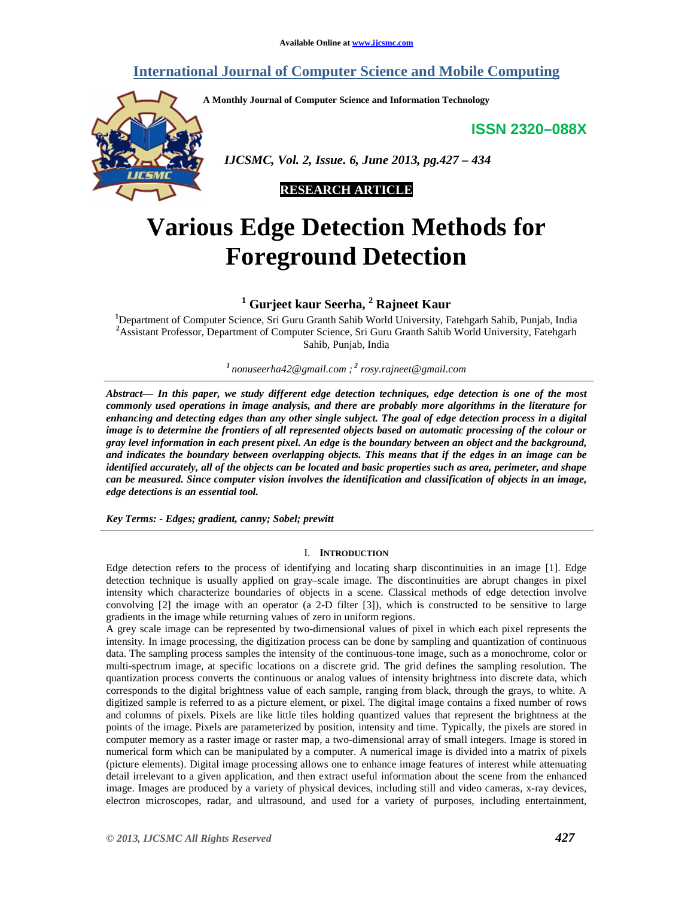Available Online at www.ijcsmc.com

# International Journal of Computer Science and Mobile Computing

**A Monthly Journal of Computer Science and Information Technology**

**ISSN 2320–088X**

*IJCSMC, Vol. 2, Issue. 6, June 2013, pg.427 – 434*

**RESEARCH ARTICLE**

# Various Edge Detection Methods for Foreground Detection

**[1] Gurjeet kaur Seerha, [2] Rajneet Kaur**

[1]Department of Computer Science, Sri Guru Granth Sahib World University, Fatehgarh Sahib, Punjab, India
[2]Assistant Professor, Department of Computer Science, Sri Guru Granth Sahib World University, Fatehgarh Sahib, Punjab, India

*[1] nonuseerha42@gmail.com ; [2] rosy.rajneet@gmail.com*

***Abstract— In this paper, we study different edge detection techniques, edge detection is one of the most commonly used operations in image analysis, and there are probably more algorithms in the literature for enhancing and detecting edges than any other single subject. The goal of edge detection process in a digital image is to determine the frontiers of all represented objects based on automatic processing of the colour or gray level information in each present pixel. An edge is the boundary between an object and the background, and indicates the boundary between overlapping objects. This means that if the edges in an image can be identified accurately, all of the objects can be located and basic properties such as area, perimeter, and shape can be measured. Since computer vision involves the identification and classification of objects in an image, edge detections is an essential tool.***

***Key Terms: - Edges; gradient, canny; Sobel; prewitt***

## I. Introduction

Edge detection refers to the process of identifying and locating sharp discontinuities in an image [1]. Edge detection technique is usually applied on gray–scale image. The discontinuities are abrupt changes in pixel intensity which characterize boundaries of objects in a scene. Classical methods of edge detection involve convolving [2] the image with an operator (a 2-D filter [3]), which is constructed to be sensitive to large gradients in the image while returning values of zero in uniform regions.

A grey scale image can be represented by two-dimensional values of pixel in which each pixel represents the intensity. In image processing, the digitization process can be done by sampling and quantization of continuous data. The sampling process samples the intensity of the continuous-tone image, such as a monochrome, color or multi-spectrum image, at specific locations on a discrete grid. The grid defines the sampling resolution. The quantization process converts the continuous or analog values of intensity brightness into discrete data, which corresponds to the digital brightness value of each sample, ranging from black, through the grays, to white. A digitized sample is referred to as a picture element, or pixel. The digital image contains a fixed number of rows and columns of pixels. Pixels are like little tiles holding quantized values that represent the brightness at the points of the image. Pixels are parameterized by position, intensity and time. Typically, the pixels are stored in computer memory as a raster image or raster map, a two-dimensional array of small integers. Image is stored in numerical form which can be manipulated by a computer. A numerical image is divided into a matrix of pixels (picture elements). Digital image processing allows one to enhance image features of interest while attenuating detail irrelevant to a given application, and then extract useful information about the scene from the enhanced image. Images are produced by a variety of physical devices, including still and video cameras, x-ray devices, electron microscopes, radar, and ultrasound, and used for a variety of purposes, including entertainment,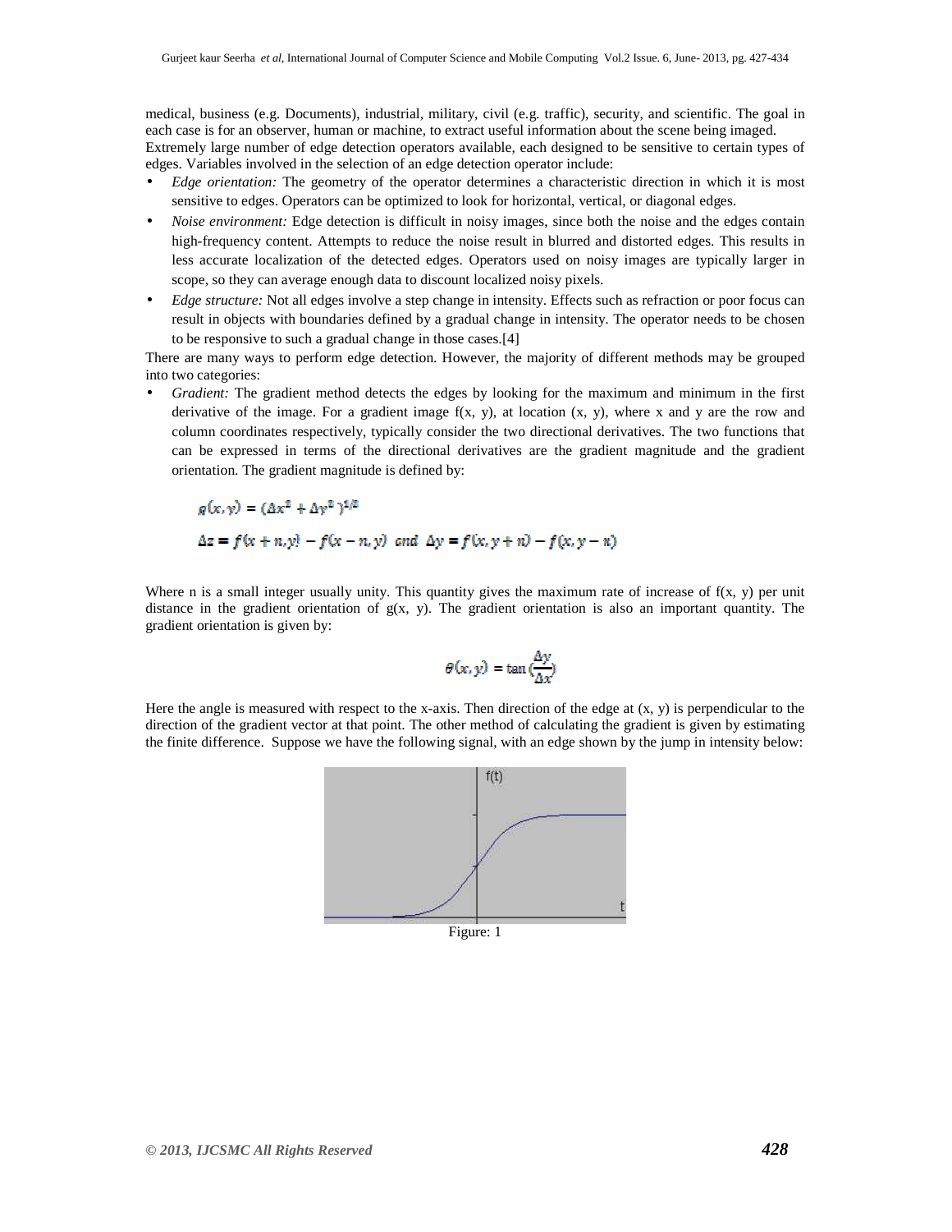medical, business (e.g. Documents), industrial, military, civil (e.g. traffic), security, and scientific. The goal in each case is for an observer, human or machine, to extract useful information about the scene being imaged.
Extremely large number of edge detection operators available, each designed to be sensitive to certain types of edges. Variables involved in the selection of an edge detection operator include:

- *Edge orientation:* The geometry of the operator determines a characteristic direction in which it is most sensitive to edges. Operators can be optimized to look for horizontal, vertical, or diagonal edges.
- *Noise environment:* Edge detection is difficult in noisy images, since both the noise and the edges contain high-frequency content. Attempts to reduce the noise result in blurred and distorted edges. This results in less accurate localization of the detected edges. Operators used on noisy images are typically larger in scope, so they can average enough data to discount localized noisy pixels.
- *Edge structure:* Not all edges involve a step change in intensity. Effects such as refraction or poor focus can result in objects with boundaries defined by a gradual change in intensity. The operator needs to be chosen to be responsive to such a gradual change in those cases.[4]

There are many ways to perform edge detection. However, the majority of different methods may be grouped into two categories:

- *Gradient:* The gradient method detects the edges by looking for the maximum and minimum in the first derivative of the image. For a gradient image f(x, y), at location (x, y), where x and y are the row and column coordinates respectively, typically consider the two directional derivatives. The two functions that can be expressed in terms of the directional derivatives are the gradient magnitude and the gradient orientation. The gradient magnitude is defined by:

$$g(x,y) = (\Delta x^2 + \Delta y^2)^{1/2}$$

$$\Delta x = f(x+n,y) - f(x-n,y) \;\; and \;\; \Delta y = f(x,y+n) - f(x,y-n)$$

Where n is a small integer usually unity. This quantity gives the maximum rate of increase of f(x, y) per unit distance in the gradient orientation of g(x, y). The gradient orientation is also an important quantity. The gradient orientation is given by:

$$\theta(x,y) = \tan\left(\frac{\Delta y}{\Delta x}\right)$$

Here the angle is measured with respect to the x-axis. Then direction of the edge at (x, y) is perpendicular to the direction of the gradient vector at that point. The other method of calculating the gradient is given by estimating the finite difference. Suppose we have the following signal, with an edge shown by the jump in intensity below:

Figure: 1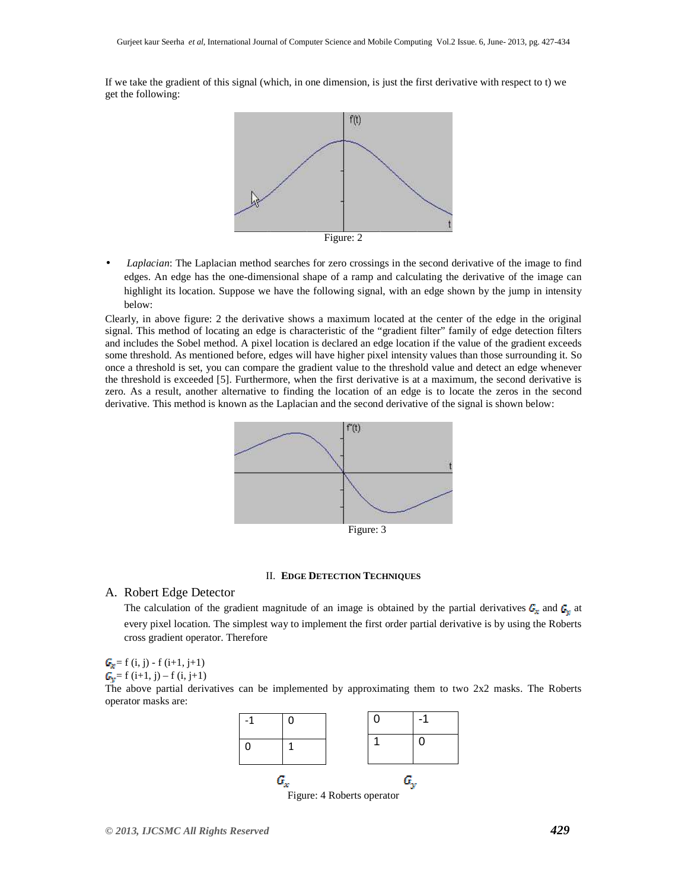If we take the gradient of this signal (which, in one dimension, is just the first derivative with respect to t) we get the following:

Figure: 2

- *Laplacian*: The Laplacian method searches for zero crossings in the second derivative of the image to find edges. An edge has the one-dimensional shape of a ramp and calculating the derivative of the image can highlight its location. Suppose we have the following signal, with an edge shown by the jump in intensity below:

Clearly, in above figure: 2 the derivative shows a maximum located at the center of the edge in the original signal. This method of locating an edge is characteristic of the "gradient filter" family of edge detection filters and includes the Sobel method. A pixel location is declared an edge location if the value of the gradient exceeds some threshold. As mentioned before, edges will have higher pixel intensity values than those surrounding it. So once a threshold is set, you can compare the gradient value to the threshold value and detect an edge whenever the threshold is exceeded [5]. Furthermore, when the first derivative is at a maximum, the second derivative is zero. As a result, another alternative to finding the location of an edge is to locate the zeros in the second derivative. This method is known as the Laplacian and the second derivative of the signal is shown below:

Figure: 3

## II. Edge Detection Techniques

### A. Robert Edge Detector

The calculation of the gradient magnitude of an image is obtained by the partial derivatives $G_x$ and $G_y$ at every pixel location. The simplest way to implement the first order partial derivative is by using the Roberts cross gradient operator. Therefore

$G_x = f(i, j) - f(i+1, j+1)$

$G_y = f(i+1, j) - f(i, j+1)$

The above partial derivatives can be implemented by approximating them to two 2x2 masks. The Roberts operator masks are:

| -1 | 0 |
|---|---|
| 0 | 1 |

$G_x$

| 0 | -1 |
|---|---|
| 1 | 0 |

$G_y$

Figure: 4 Roberts operator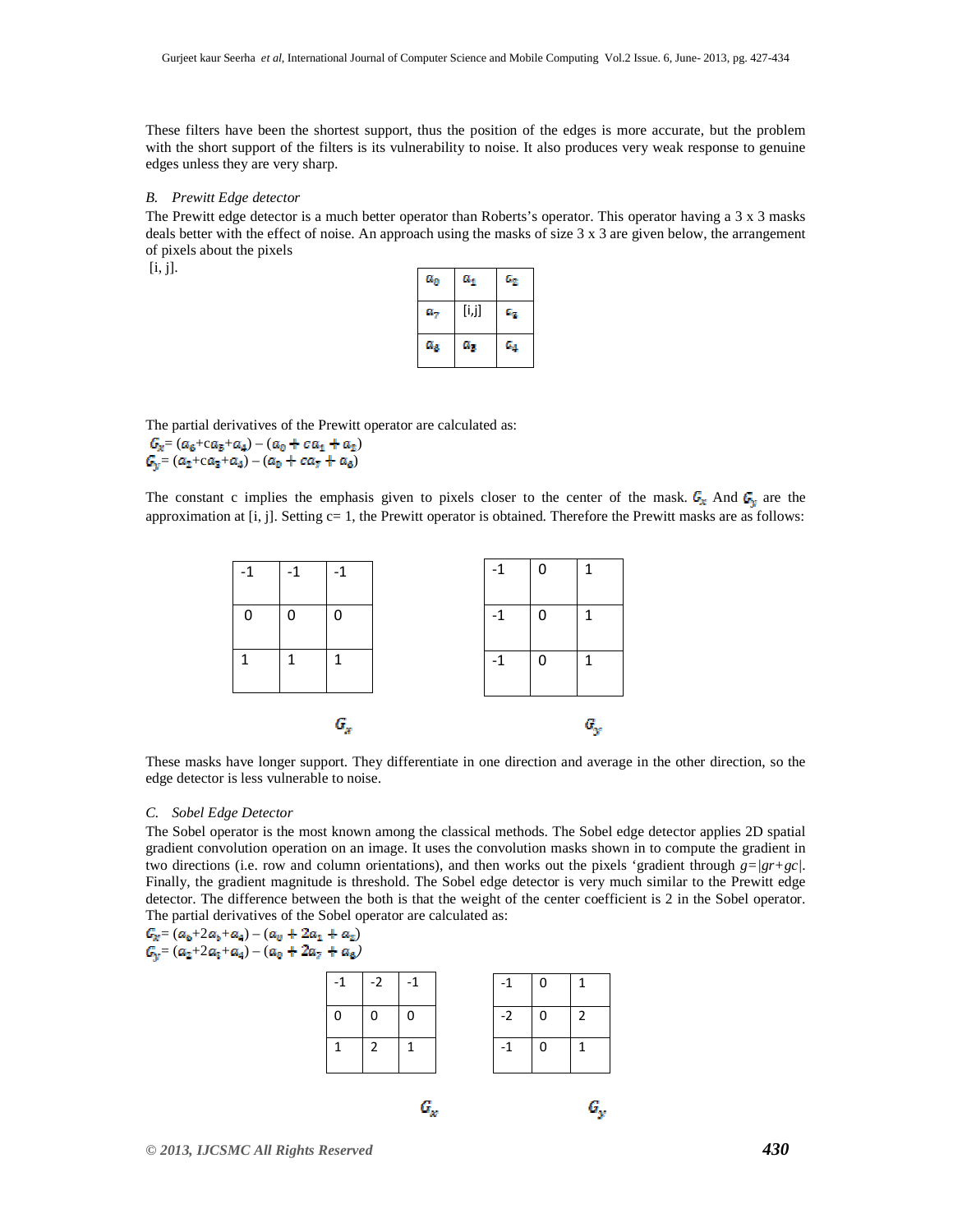These filters have been the shortest support, thus the position of the edges is more accurate, but the problem with the short support of the filters is its vulnerability to noise. It also produces very weak response to genuine edges unless they are very sharp.

### *B. Prewitt Edge detector*

The Prewitt edge detector is a much better operator than Roberts's operator. This operator having a 3 x 3 masks deals better with the effect of noise. An approach using the masks of size 3 x 3 are given below, the arrangement of pixels about the pixels [i, j].

| $a_0$ | $a_1$ | $a_2$ |
|---|---|---|
| $a_7$ | [i,j] | $a_3$ |
| $a_6$ | $a_5$ | $a_4$ |

The partial derivatives of the Prewitt operator are calculated as:

$G_x = (a_6 + ca_5 + a_4) - (a_0 + ca_1 + a_2)$

$G_y = (a_2 + ca_3 + a_4) - (a_0 + ca_7 + a_6)$

The constant c implies the emphasis given to pixels closer to the center of the mask. $G_x$ And $G_y$ are the approximation at [i, j]. Setting c= 1, the Prewitt operator is obtained. Therefore the Prewitt masks are as follows:

| -1 | -1 | -1 |
|---|---|---|
| 0 | 0 | 0 |
| 1 | 1 | 1 |

$G_x$

| -1 | 0 | 1 |
|---|---|---|
| -1 | 0 | 1 |
| -1 | 0 | 1 |

$G_y$

These masks have longer support. They differentiate in one direction and average in the other direction, so the edge detector is less vulnerable to noise.

### *C. Sobel Edge Detector*

The Sobel operator is the most known among the classical methods. The Sobel edge detector applies 2D spatial gradient convolution operation on an image. It uses the convolution masks shown in to compute the gradient in two directions (i.e. row and column orientations), and then works out the pixels 'gradient through $g=|gr+gc|$. Finally, the gradient magnitude is threshold. The Sobel edge detector is very much similar to the Prewitt edge detector. The difference between the both is that the weight of the center coefficient is 2 in the Sobel operator. The partial derivatives of the Sobel operator are calculated as:

$G_x = (a_6 + 2a_5 + a_4) - (a_0 + 2a_1 + a_2)$

$G_y = (a_2 + 2a_3 + a_4) - (a_0 + 2a_7 + a_6)$

| -1 | -2 | -1 |
|---|---|---|
| 0 | 0 | 0 |
| 1 | 2 | 1 |

$G_x$

| -1 | 0 | 1 |
|---|---|---|
| -2 | 0 | 2 |
| -1 | 0 | 1 |

$G_y$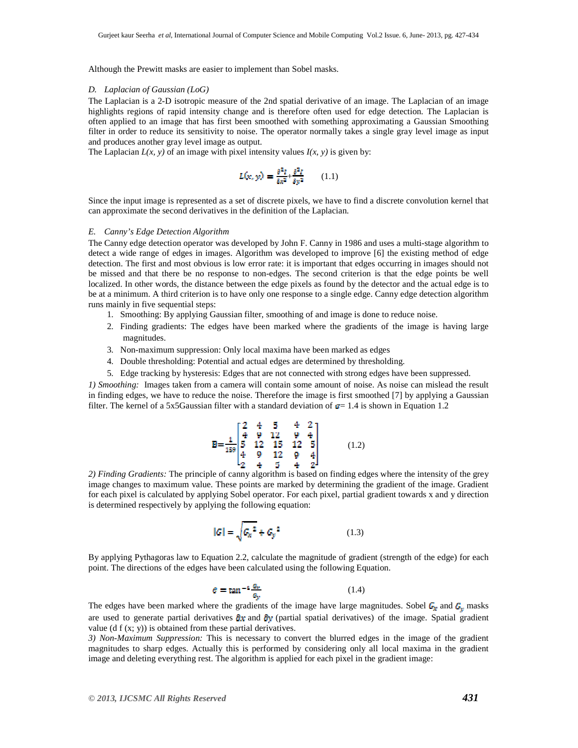Although the Prewitt masks are easier to implement than Sobel masks.

*D. Laplacian of Gaussian (LoG)*

The Laplacian is a 2-D isotropic measure of the 2nd spatial derivative of an image. The Laplacian of an image highlights regions of rapid intensity change and is therefore often used for edge detection. The Laplacian is often applied to an image that has first been smoothed with something approximating a Gaussian Smoothing filter in order to reduce its sensitivity to noise. The operator normally takes a single gray level image as input and produces another gray level image as output.

The Laplacian *L(x, y)* of an image with pixel intensity values *I(x, y)* is given by:

$$L(x,y) = \frac{\partial^2 I}{\partial x^2} + \frac{\partial^2 I}{\partial y^2} \qquad (1.1)$$

Since the input image is represented as a set of discrete pixels, we have to find a discrete convolution kernel that can approximate the second derivatives in the definition of the Laplacian.

*E. Canny's Edge Detection Algorithm*

The Canny edge detection operator was developed by John F. Canny in 1986 and uses a multi-stage algorithm to detect a wide range of edges in images. Algorithm was developed to improve [6] the existing method of edge detection. The first and most obvious is low error rate: it is important that edges occurring in images should not be missed and that there be no response to non-edges. The second criterion is that the edge points be well localized. In other words, the distance between the edge pixels as found by the detector and the actual edge is to be at a minimum. A third criterion is to have only one response to a single edge. Canny edge detection algorithm runs mainly in five sequential steps:

1. Smoothing: By applying Gaussian filter, smoothing of and image is done to reduce noise.
2. Finding gradients: The edges have been marked where the gradients of the image is having large magnitudes.
3. Non-maximum suppression: Only local maxima have been marked as edges
4. Double thresholding: Potential and actual edges are determined by thresholding.
5. Edge tracking by hysteresis: Edges that are not connected with strong edges have been suppressed.

*1) Smoothing:* Images taken from a camera will contain some amount of noise. As noise can mislead the result in finding edges, we have to reduce the noise. Therefore the image is first smoothed [7] by applying a Gaussian filter. The kernel of a 5x5Gaussian filter with a standard deviation of $\sigma$= 1.4 is shown in Equation 1.2

$$B = \frac{1}{159}\begin{bmatrix} 2 & 4 & 5 & 4 & 2 \\ 4 & 9 & 12 & 9 & 4 \\ 5 & 12 & 15 & 12 & 5 \\ 4 & 9 & 12 & 9 & 4 \\ 2 & 4 & 5 & 4 & 2 \end{bmatrix} \qquad (1.2)$$

*2) Finding Gradients:* The principle of canny algorithm is based on finding edges where the intensity of the grey image changes to maximum value. These points are marked by determining the gradient of the image. Gradient for each pixel is calculated by applying Sobel operator. For each pixel, partial gradient towards x and y direction is determined respectively by applying the following equation:

$$|G| = \sqrt{G_x^{\,2} + G_y^{\,2}} \qquad (1.3)$$

By applying Pythagoras law to Equation 2.2, calculate the magnitude of gradient (strength of the edge) for each point. The directions of the edges have been calculated using the following Equation.

$$\theta = \tan^{-1}\frac{G_y}{G_x} \qquad (1.4)$$

The edges have been marked where the gradients of the image have large magnitudes. Sobel $G_x$ and $G_y$ masks are used to generate partial derivatives $\partial x$ and $\partial y$ (partial spatial derivatives) of the image. Spatial gradient value (d f (x; y)) is obtained from these partial derivatives.

*3) Non-Maximum Suppression:* This is necessary to convert the blurred edges in the image of the gradient magnitudes to sharp edges. Actually this is performed by considering only all local maxima in the gradient image and deleting everything rest. The algorithm is applied for each pixel in the gradient image: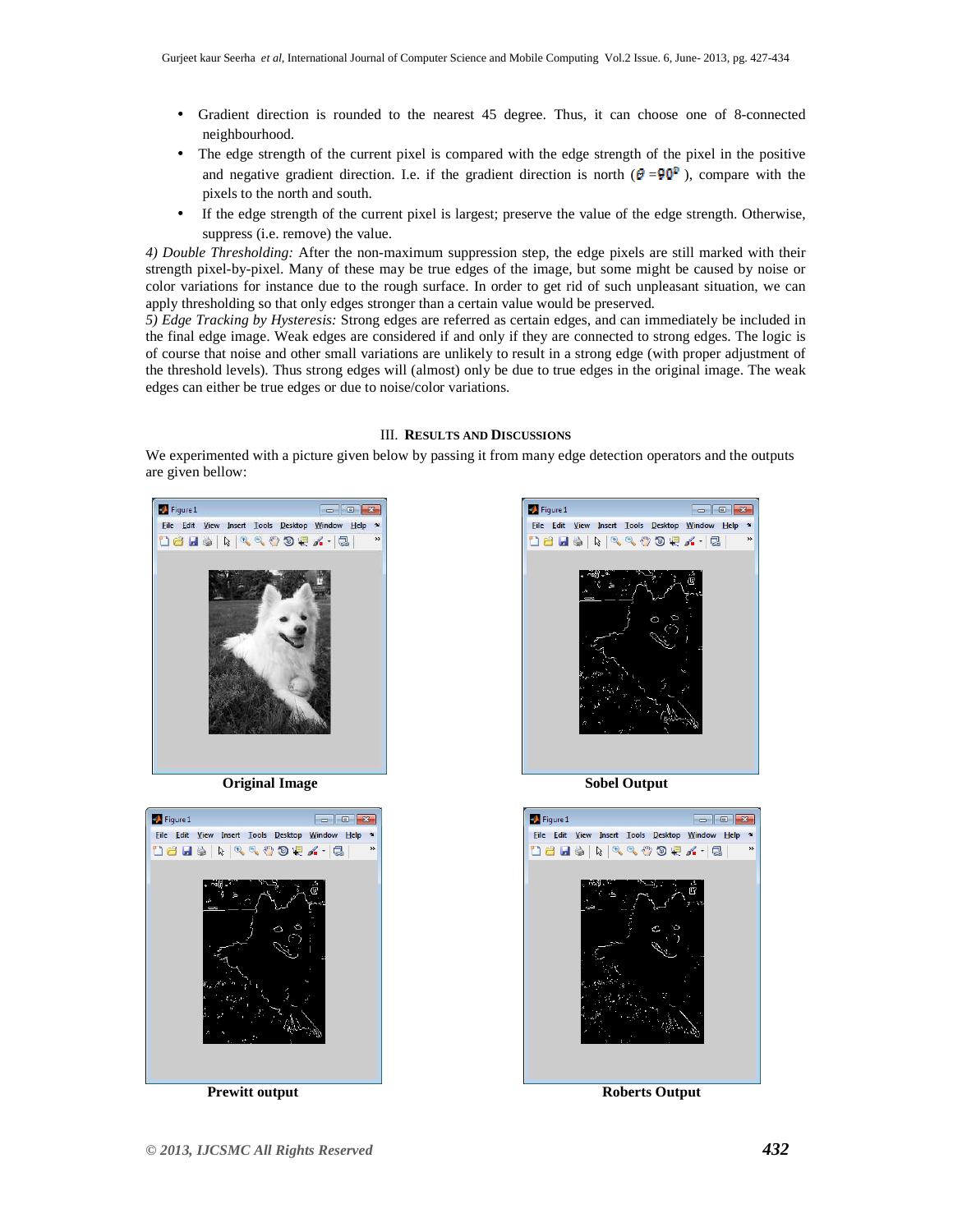- Gradient direction is rounded to the nearest 45 degree. Thus, it can choose one of 8-connected neighbourhood.
- The edge strength of the current pixel is compared with the edge strength of the pixel in the positive and negative gradient direction. I.e. if the gradient direction is north ($\theta = 90^0$ ), compare with the pixels to the north and south.
- If the edge strength of the current pixel is largest; preserve the value of the edge strength. Otherwise, suppress (i.e. remove) the value.

*4) Double Thresholding:* After the non-maximum suppression step, the edge pixels are still marked with their strength pixel-by-pixel. Many of these may be true edges of the image, but some might be caused by noise or color variations for instance due to the rough surface. In order to get rid of such unpleasant situation, we can apply thresholding so that only edges stronger than a certain value would be preserved.

*5) Edge Tracking by Hysteresis:* Strong edges are referred as certain edges, and can immediately be included in the final edge image. Weak edges are considered if and only if they are connected to strong edges. The logic is of course that noise and other small variations are unlikely to result in a strong edge (with proper adjustment of the threshold levels). Thus strong edges will (almost) only be due to true edges in the original image. The weak edges can either be true edges or due to noise/color variations.

## III. RESULTS AND DISCUSSIONS

We experimented with a picture given below by passing it from many edge detection operators and the outputs are given bellow:

**Original Image**

**Sobel Output**

**Prewitt output**

**Roberts Output**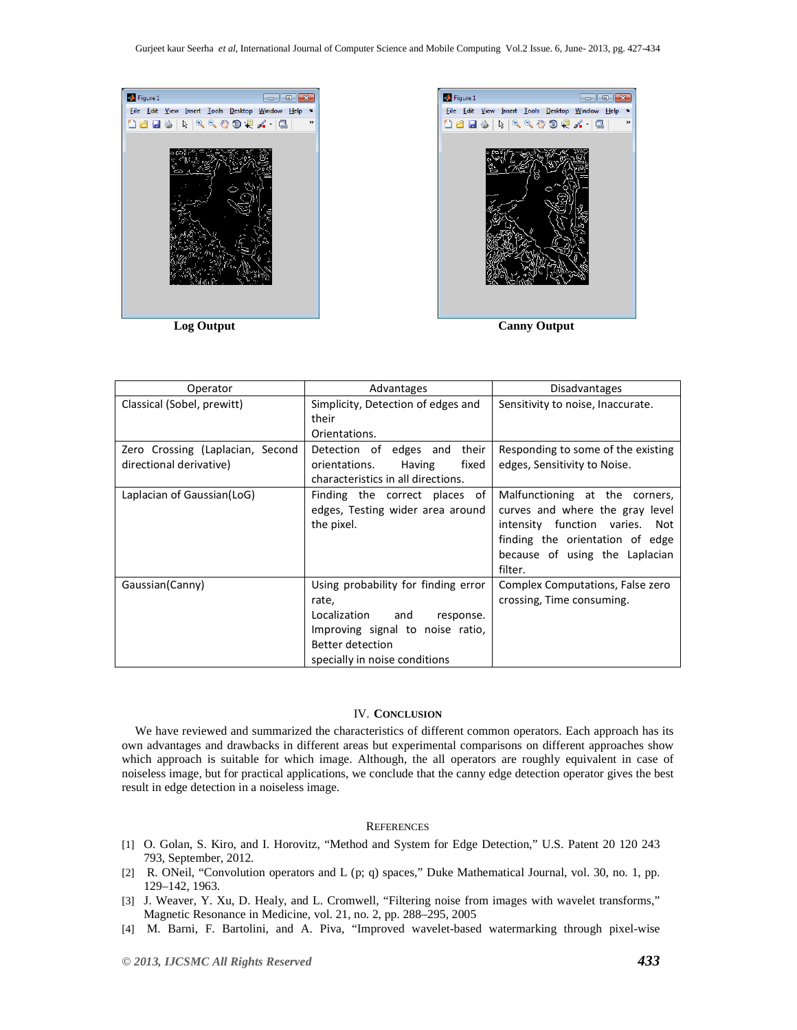Log Output

Canny Output

| Operator | Advantages | Disadvantages |
|---|---|---|
| Classical (Sobel, prewitt) | Simplicity, Detection of edges and their Orientations. | Sensitivity to noise, Inaccurate. |
| Zero Crossing (Laplacian, Second directional derivative) | Detection of edges and their orientations. Having fixed characteristics in all directions. | Responding to some of the existing edges, Sensitivity to Noise. |
| Laplacian of Gaussian(LoG) | Finding the correct places of edges, Testing wider area around the pixel. | Malfunctioning at the corners, curves and where the gray level intensity function varies. Not finding the orientation of edge because of using the Laplacian filter. |
| Gaussian(Canny) | Using probability for finding error rate, Localization and response. Improving signal to noise ratio, Better detection specially in noise conditions | Complex Computations, False zero crossing, Time consuming. |

## IV. Conclusion

We have reviewed and summarized the characteristics of different common operators. Each approach has its own advantages and drawbacks in different areas but experimental comparisons on different approaches show which approach is suitable for which image. Although, the all operators are roughly equivalent in case of noiseless image, but for practical applications, we conclude that the canny edge detection operator gives the best result in edge detection in a noiseless image.

## References

[1] O. Golan, S. Kiro, and I. Horovitz, "Method and System for Edge Detection," U.S. Patent 20 120 243 793, September, 2012.

[2] R. ONeil, "Convolution operators and L (p; q) spaces," Duke Mathematical Journal, vol. 30, no. 1, pp. 129–142, 1963.

[3] J. Weaver, Y. Xu, D. Healy, and L. Cromwell, "Filtering noise from images with wavelet transforms," Magnetic Resonance in Medicine, vol. 21, no. 2, pp. 288–295, 2005

[4] M. Barni, F. Bartolini, and A. Piva, "Improved wavelet-based watermarking through pixel-wise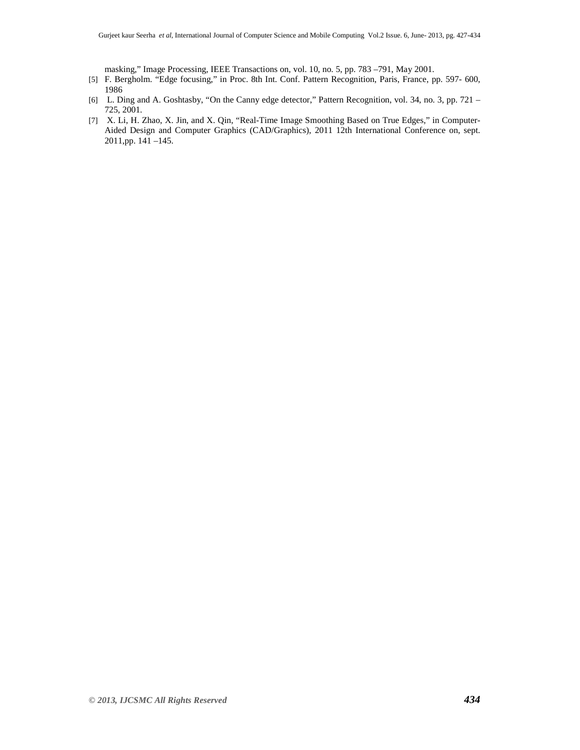masking," Image Processing, IEEE Transactions on, vol. 10, no. 5, pp. 783 –791, May 2001.

[5] F. Bergholm. "Edge focusing," in Proc. 8th Int. Conf. Pattern Recognition, Paris, France, pp. 597- 600, 1986

[6] L. Ding and A. Goshtasby, "On the Canny edge detector," Pattern Recognition, vol. 34, no. 3, pp. 721 –725, 2001.

[7] X. Li, H. Zhao, X. Jin, and X. Qin, "Real-Time Image Smoothing Based on True Edges," in Computer-Aided Design and Computer Graphics (CAD/Graphics), 2011 12th International Conference on, sept. 2011,pp. 141 –145.